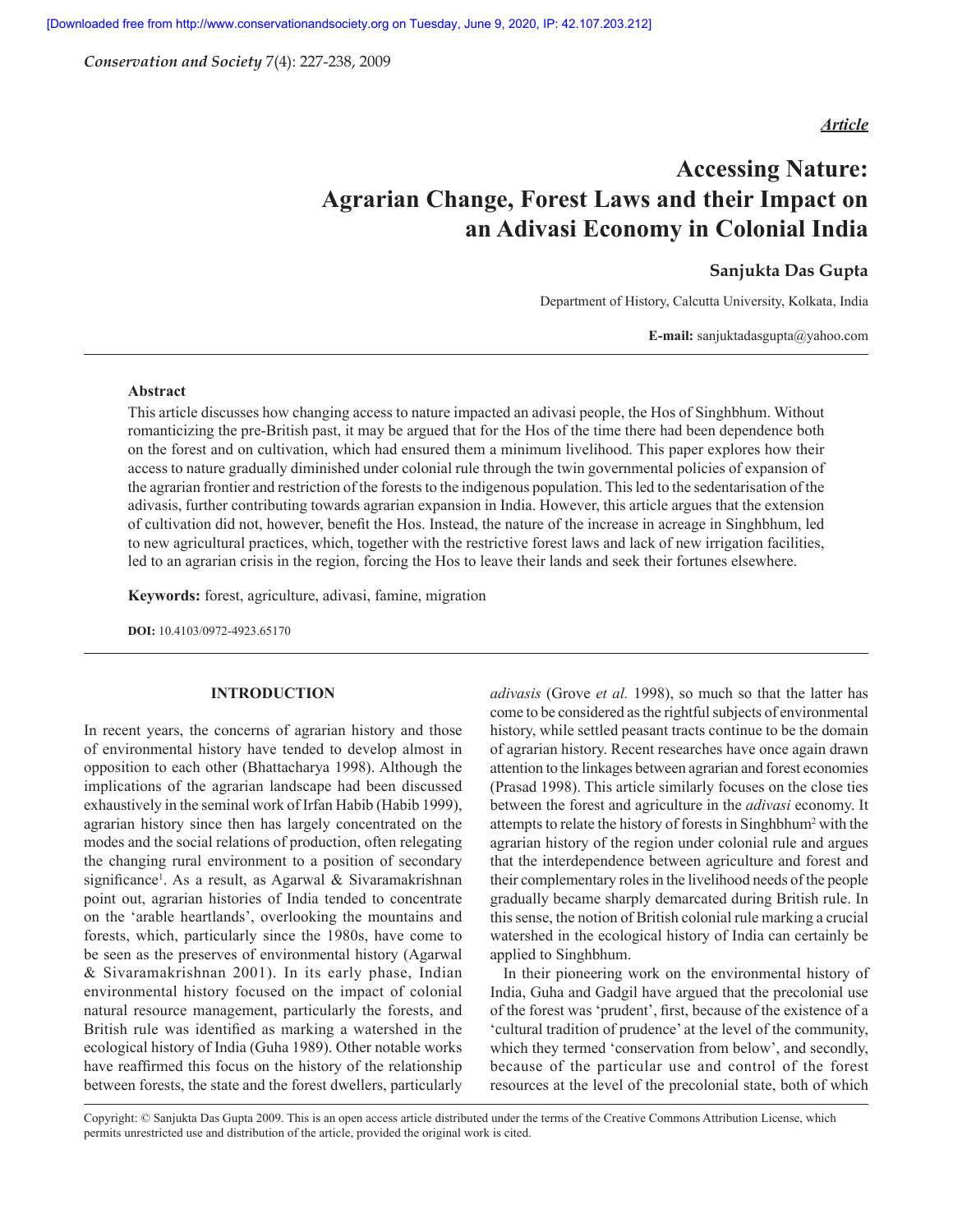*Article*

# Accessing Nature: Agrarian Change, Forest Laws and their Impact on an Adivasi Economy in Colonial India

**Sanjukta Das Gupta**

Department of History, Calcutta University, Kolkata, India

**E-mail:** sanjuktadasgupta@yahoo.com

### Abstract

This article discusses how changing access to nature impacted an adivasi people, the Hos of Singhbhum. Without romanticizing the pre-British past, it may be argued that for the Hos of the time there had been dependence both on the forest and on cultivation, which had ensured them a minimum livelihood. This paper explores how their access to nature gradually diminished under colonial rule through the twin governmental policies of expansion of the agrarian frontier and restriction of the forests to the indigenous population. This led to the sedentarisation of the adivasis, further contributing towards agrarian expansion in India. However, this article argues that the extension of cultivation did not, however, benefit the Hos. Instead, the nature of the increase in acreage in Singhbhum, led to new agricultural practices, which, together with the restrictive forest laws and lack of new irrigation facilities, led to an agrarian crisis in the region, forcing the Hos to leave their lands and seek their fortunes elsewhere.

**Keywords:** forest, agriculture, adivasi, famine, migration

**DOI:** 10.4103/0972-4923.65170

## INTRODUCTION

In recent years, the concerns of agrarian history and those of environmental history have tended to develop almost in opposition to each other (Bhattacharya 1998). Although the implications of the agrarian landscape had been discussed exhaustively in the seminal work of Irfan Habib (Habib 1999), agrarian history since then has largely concentrated on the modes and the social relations of production, often relegating the changing rural environment to a position of secondary significance[1]. As a result, as Agarwal & Sivaramakrishnan point out, agrarian histories of India tended to concentrate on the 'arable heartlands', overlooking the mountains and forests, which, particularly since the 1980s, have come to be seen as the preserves of environmental history (Agarwal & Sivaramakrishnan 2001). In its early phase, Indian environmental history focused on the impact of colonial natural resource management, particularly the forests, and British rule was identified as marking a watershed in the ecological history of India (Guha 1989). Other notable works have reaffirmed this focus on the history of the relationship between forests, the state and the forest dwellers, particularly *adivasis* (Grove *et al.* 1998), so much so that the latter has come to be considered as the rightful subjects of environmental history, while settled peasant tracts continue to be the domain of agrarian history. Recent researches have once again drawn attention to the linkages between agrarian and forest economies (Prasad 1998). This article similarly focuses on the close ties between the forest and agriculture in the *adivasi* economy. It attempts to relate the history of forests in Singhbhum[2] with the agrarian history of the region under colonial rule and argues that the interdependence between agriculture and forest and their complementary roles in the livelihood needs of the people gradually became sharply demarcated during British rule. In this sense, the notion of British colonial rule marking a crucial watershed in the ecological history of India can certainly be applied to Singhbhum.

In their pioneering work on the environmental history of India, Guha and Gadgil have argued that the precolonial use of the forest was 'prudent', first, because of the existence of a 'cultural tradition of prudence' at the level of the community, which they termed 'conservation from below', and secondly, because of the particular use and control of the forest resources at the level of the precolonial state, both of which

Copyright: © Sanjukta Das Gupta 2009. This is an open access article distributed under the terms of the Creative Commons Attribution License, which permits unrestricted use and distribution of the article, provided the original work is cited.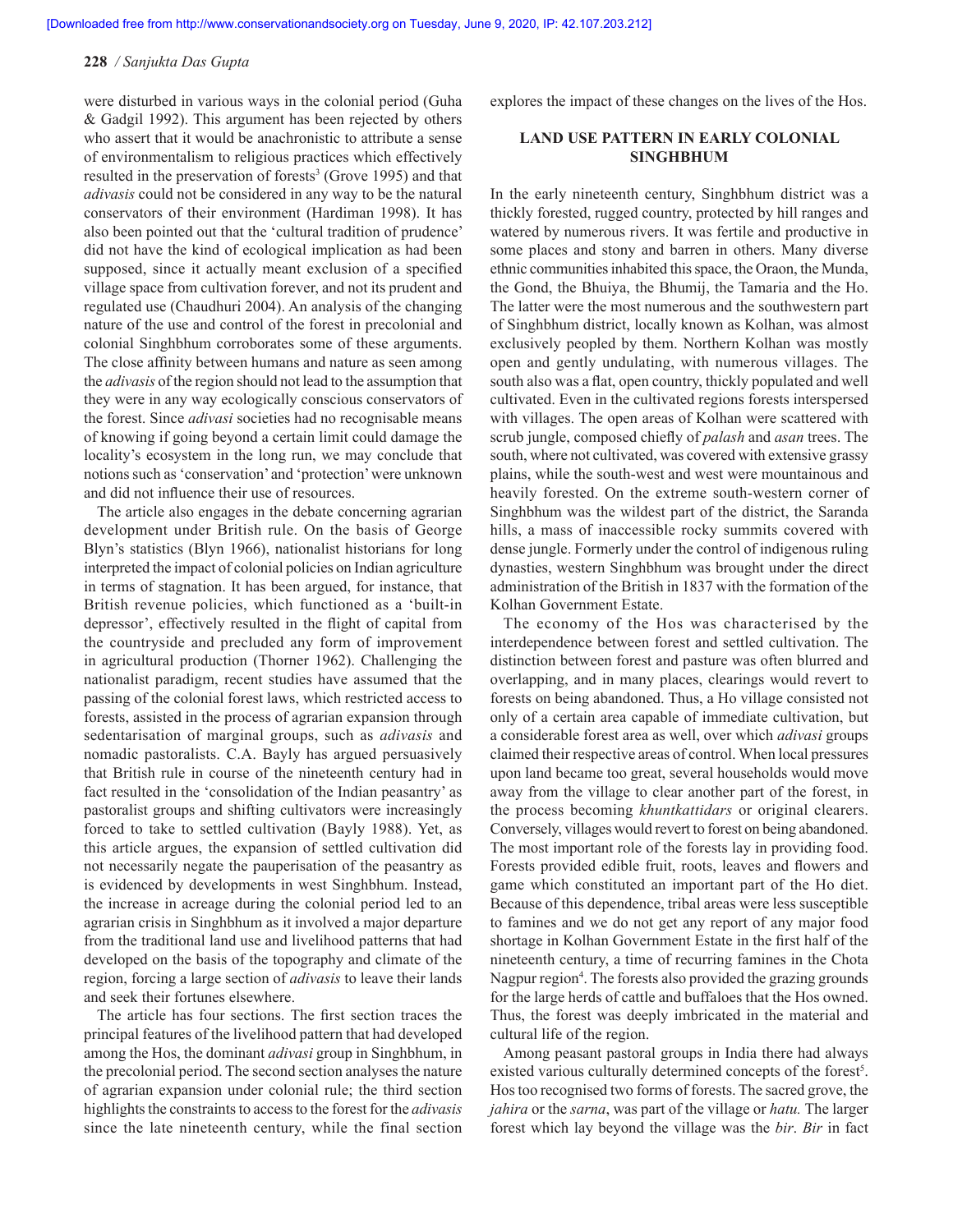were disturbed in various ways in the colonial period (Guha & Gadgil 1992). This argument has been rejected by others who assert that it would be anachronistic to attribute a sense of environmentalism to religious practices which effectively resulted in the preservation of forests[3] (Grove 1995) and that *adivasis* could not be considered in any way to be the natural conservators of their environment (Hardiman 1998). It has also been pointed out that the 'cultural tradition of prudence' did not have the kind of ecological implication as had been supposed, since it actually meant exclusion of a specified village space from cultivation forever, and not its prudent and regulated use (Chaudhuri 2004). An analysis of the changing nature of the use and control of the forest in precolonial and colonial Singhbhum corroborates some of these arguments. The close affinity between humans and nature as seen among the *adivasis* of the region should not lead to the assumption that they were in any way ecologically conscious conservators of the forest. Since *adivasi* societies had no recognisable means of knowing if going beyond a certain limit could damage the locality's ecosystem in the long run, we may conclude that notions such as 'conservation' and 'protection' were unknown and did not influence their use of resources.

The article also engages in the debate concerning agrarian development under British rule. On the basis of George Blyn's statistics (Blyn 1966), nationalist historians for long interpreted the impact of colonial policies on Indian agriculture in terms of stagnation. It has been argued, for instance, that British revenue policies, which functioned as a 'built-in depressor', effectively resulted in the flight of capital from the countryside and precluded any form of improvement in agricultural production (Thorner 1962). Challenging the nationalist paradigm, recent studies have assumed that the passing of the colonial forest laws, which restricted access to forests, assisted in the process of agrarian expansion through sedentarisation of marginal groups, such as *adivasis* and nomadic pastoralists. C.A. Bayly has argued persuasively that British rule in course of the nineteenth century had in fact resulted in the 'consolidation of the Indian peasantry' as pastoralist groups and shifting cultivators were increasingly forced to take to settled cultivation (Bayly 1988). Yet, as this article argues, the expansion of settled cultivation did not necessarily negate the pauperisation of the peasantry as is evidenced by developments in west Singhbhum. Instead, the increase in acreage during the colonial period led to an agrarian crisis in Singhbhum as it involved a major departure from the traditional land use and livelihood patterns that had developed on the basis of the topography and climate of the region, forcing a large section of *adivasis* to leave their lands and seek their fortunes elsewhere.

The article has four sections. The first section traces the principal features of the livelihood pattern that had developed among the Hos, the dominant *adivasi* group in Singhbhum, in the precolonial period. The second section analyses the nature of agrarian expansion under colonial rule; the third section highlights the constraints to access to the forest for the *adivasis* since the late nineteenth century, while the final section explores the impact of these changes on the lives of the Hos.

## LAND USE PATTERN IN EARLY COLONIAL SINGHBHUM

In the early nineteenth century, Singhbhum district was a thickly forested, rugged country, protected by hill ranges and watered by numerous rivers. It was fertile and productive in some places and stony and barren in others. Many diverse ethnic communities inhabited this space, the Oraon, the Munda, the Gond, the Bhuiya, the Bhumij, the Tamaria and the Ho. The latter were the most numerous and the southwestern part of Singhbhum district, locally known as Kolhan, was almost exclusively peopled by them. Northern Kolhan was mostly open and gently undulating, with numerous villages. The south also was a flat, open country, thickly populated and well cultivated. Even in the cultivated regions forests interspersed with villages. The open areas of Kolhan were scattered with scrub jungle, composed chiefly of *palash* and *asan* trees. The south, where not cultivated, was covered with extensive grassy plains, while the south-west and west were mountainous and heavily forested. On the extreme south-western corner of Singhbhum was the wildest part of the district, the Saranda hills, a mass of inaccessible rocky summits covered with dense jungle. Formerly under the control of indigenous ruling dynasties, western Singhbhum was brought under the direct administration of the British in 1837 with the formation of the Kolhan Government Estate.

The economy of the Hos was characterised by the interdependence between forest and settled cultivation. The distinction between forest and pasture was often blurred and overlapping, and in many places, clearings would revert to forests on being abandoned. Thus, a Ho village consisted not only of a certain area capable of immediate cultivation, but a considerable forest area as well, over which *adivasi* groups claimed their respective areas of control. When local pressures upon land became too great, several households would move away from the village to clear another part of the forest, in the process becoming *khuntkattidars* or original clearers. Conversely, villages would revert to forest on being abandoned. The most important role of the forests lay in providing food. Forests provided edible fruit, roots, leaves and flowers and game which constituted an important part of the Ho diet. Because of this dependence, tribal areas were less susceptible to famines and we do not get any report of any major food shortage in Kolhan Government Estate in the first half of the nineteenth century, a time of recurring famines in the Chota Nagpur region[4]. The forests also provided the grazing grounds for the large herds of cattle and buffaloes that the Hos owned. Thus, the forest was deeply imbricated in the material and cultural life of the region.

Among peasant pastoral groups in India there had always existed various culturally determined concepts of the forest[5]. Hos too recognised two forms of forests. The sacred grove, the *jahira* or the *sarna*, was part of the village or *hatu.* The larger forest which lay beyond the village was the *bir*. *Bir* in fact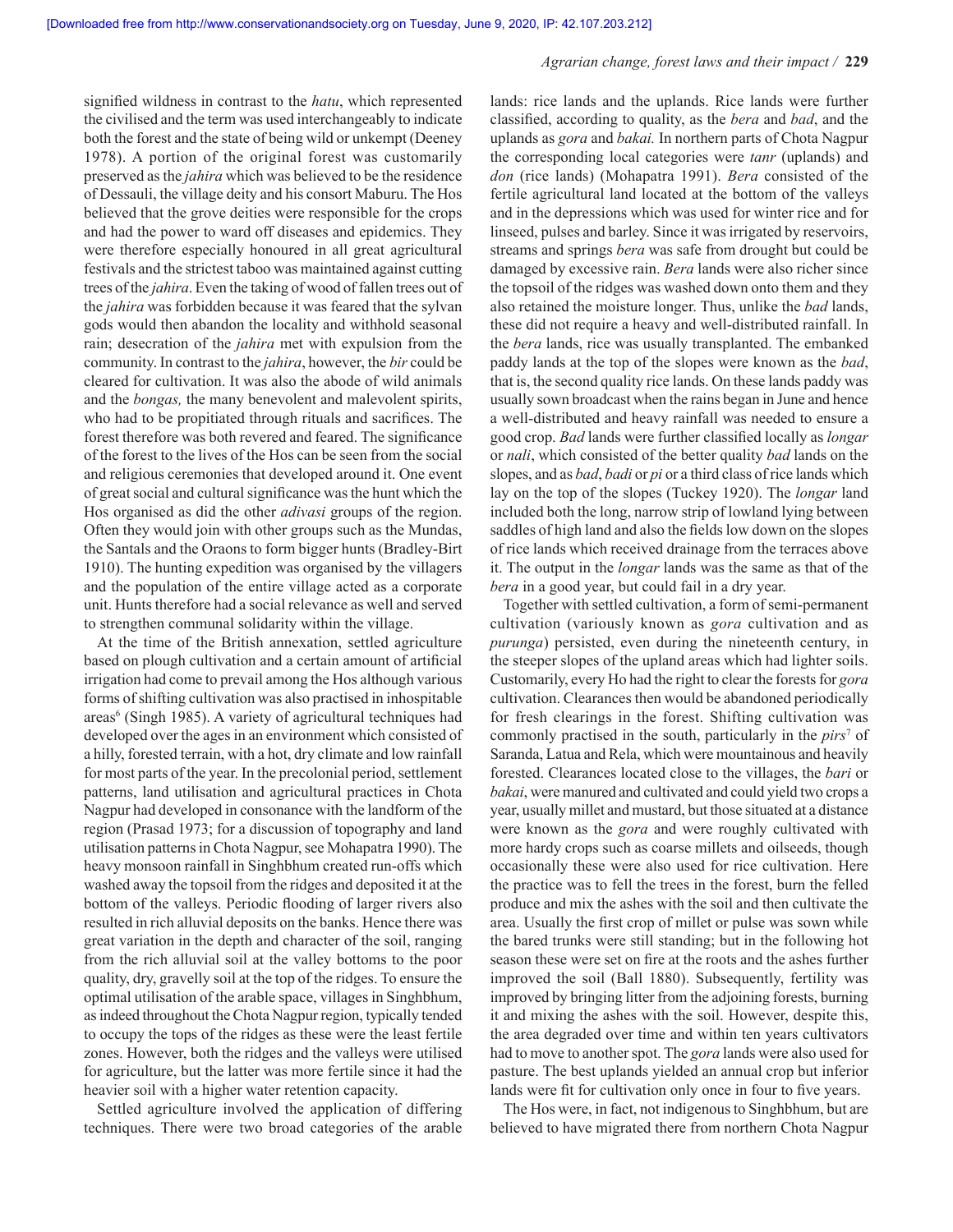signified wildness in contrast to the *hatu*, which represented the civilised and the term was used interchangeably to indicate both the forest and the state of being wild or unkempt (Deeney 1978). A portion of the original forest was customarily preserved as the *jahira* which was believed to be the residence of Dessauli, the village deity and his consort Maburu. The Hos believed that the grove deities were responsible for the crops and had the power to ward off diseases and epidemics. They were therefore especially honoured in all great agricultural festivals and the strictest taboo was maintained against cutting trees of the *jahira*. Even the taking of wood of fallen trees out of the *jahira* was forbidden because it was feared that the sylvan gods would then abandon the locality and withhold seasonal rain; desecration of the *jahira* met with expulsion from the community. In contrast to the *jahira*, however, the *bir* could be cleared for cultivation. It was also the abode of wild animals and the *bongas,* the many benevolent and malevolent spirits, who had to be propitiated through rituals and sacrifices. The forest therefore was both revered and feared. The significance of the forest to the lives of the Hos can be seen from the social and religious ceremonies that developed around it. One event of great social and cultural significance was the hunt which the Hos organised as did the other *adivasi* groups of the region. Often they would join with other groups such as the Mundas, the Santals and the Oraons to form bigger hunts (Bradley-Birt 1910). The hunting expedition was organised by the villagers and the population of the entire village acted as a corporate unit. Hunts therefore had a social relevance as well and served to strengthen communal solidarity within the village.

At the time of the British annexation, settled agriculture based on plough cultivation and a certain amount of artificial irrigation had come to prevail among the Hos although various forms of shifting cultivation was also practised in inhospitable areas[6] (Singh 1985). A variety of agricultural techniques had developed over the ages in an environment which consisted of a hilly, forested terrain, with a hot, dry climate and low rainfall for most parts of the year. In the precolonial period, settlement patterns, land utilisation and agricultural practices in Chota Nagpur had developed in consonance with the landform of the region (Prasad 1973; for a discussion of topography and land utilisation patterns in Chota Nagpur, see Mohapatra 1990). The heavy monsoon rainfall in Singhbhum created run-offs which washed away the topsoil from the ridges and deposited it at the bottom of the valleys. Periodic flooding of larger rivers also resulted in rich alluvial deposits on the banks. Hence there was great variation in the depth and character of the soil, ranging from the rich alluvial soil at the valley bottoms to the poor quality, dry, gravelly soil at the top of the ridges. To ensure the optimal utilisation of the arable space, villages in Singhbhum, as indeed throughout the Chota Nagpur region, typically tended to occupy the tops of the ridges as these were the least fertile zones. However, both the ridges and the valleys were utilised for agriculture, but the latter was more fertile since it had the heavier soil with a higher water retention capacity.

Settled agriculture involved the application of differing techniques. There were two broad categories of the arable lands: rice lands and the uplands. Rice lands were further classified, according to quality, as the *bera* and *bad*, and the uplands as *gora* and *bakai.* In northern parts of Chota Nagpur the corresponding local categories were *tanr* (uplands) and *don* (rice lands) (Mohapatra 1991). *Bera* consisted of the fertile agricultural land located at the bottom of the valleys and in the depressions which was used for winter rice and for linseed, pulses and barley. Since it was irrigated by reservoirs, streams and springs *bera* was safe from drought but could be damaged by excessive rain. *Bera* lands were also richer since the topsoil of the ridges was washed down onto them and they also retained the moisture longer. Thus, unlike the *bad* lands, these did not require a heavy and well-distributed rainfall. In the *bera* lands, rice was usually transplanted. The embanked paddy lands at the top of the slopes were known as the *bad*, that is, the second quality rice lands. On these lands paddy was usually sown broadcast when the rains began in June and hence a well-distributed and heavy rainfall was needed to ensure a good crop. *Bad* lands were further classified locally as *longar* or *nali*, which consisted of the better quality *bad* lands on the slopes, and as *bad*, *badi* or *pi* or a third class of rice lands which lay on the top of the slopes (Tuckey 1920). The *longar* land included both the long, narrow strip of lowland lying between saddles of high land and also the fields low down on the slopes of rice lands which received drainage from the terraces above it. The output in the *longar* lands was the same as that of the *bera* in a good year, but could fail in a dry year.

Together with settled cultivation, a form of semi-permanent cultivation (variously known as *gora* cultivation and as *purunga*) persisted, even during the nineteenth century, in the steeper slopes of the upland areas which had lighter soils. Customarily, every Ho had the right to clear the forests for *gora* cultivation. Clearances then would be abandoned periodically for fresh clearings in the forest. Shifting cultivation was commonly practised in the south, particularly in the *pirs*[7] of Saranda, Latua and Rela, which were mountainous and heavily forested. Clearances located close to the villages, the *bari* or *bakai*, were manured and cultivated and could yield two crops a year, usually millet and mustard, but those situated at a distance were known as the *gora* and were roughly cultivated with more hardy crops such as coarse millets and oilseeds, though occasionally these were also used for rice cultivation. Here the practice was to fell the trees in the forest, burn the felled produce and mix the ashes with the soil and then cultivate the area. Usually the first crop of millet or pulse was sown while the bared trunks were still standing; but in the following hot season these were set on fire at the roots and the ashes further improved the soil (Ball 1880). Subsequently, fertility was improved by bringing litter from the adjoining forests, burning it and mixing the ashes with the soil. However, despite this, the area degraded over time and within ten years cultivators had to move to another spot. The *gora* lands were also used for pasture. The best uplands yielded an annual crop but inferior lands were fit for cultivation only once in four to five years.

The Hos were, in fact, not indigenous to Singhbhum, but are believed to have migrated there from northern Chota Nagpur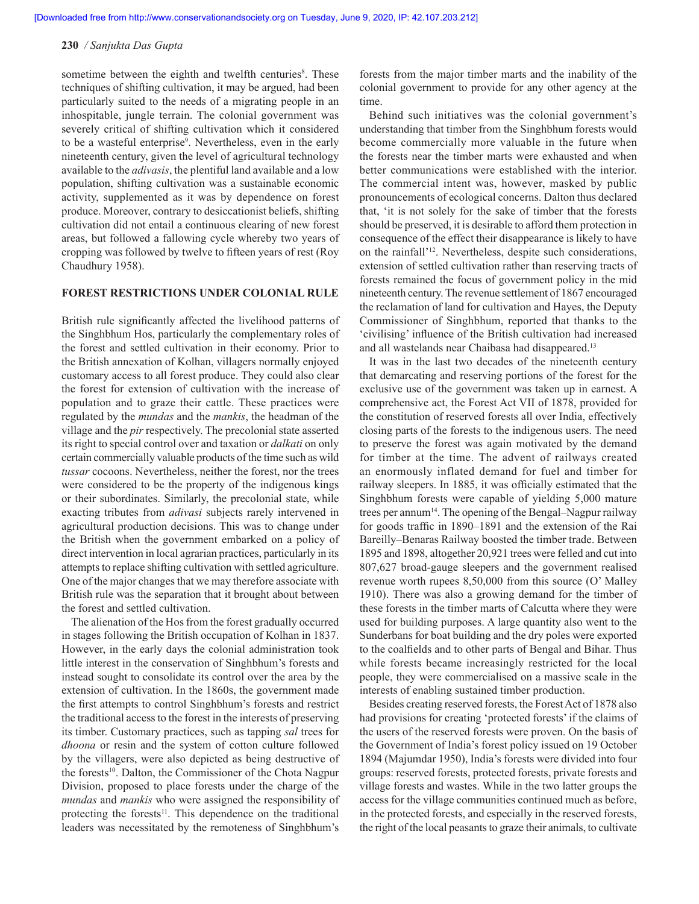sometime between the eighth and twelfth centuries[8]. These techniques of shifting cultivation, it may be argued, had been particularly suited to the needs of a migrating people in an inhospitable, jungle terrain. The colonial government was severely critical of shifting cultivation which it considered to be a wasteful enterprise[9]. Nevertheless, even in the early nineteenth century, given the level of agricultural technology available to the *adivasis*, the plentiful land available and a low population, shifting cultivation was a sustainable economic activity, supplemented as it was by dependence on forest produce. Moreover, contrary to desiccationist beliefs, shifting cultivation did not entail a continuous clearing of new forest areas, but followed a fallowing cycle whereby two years of cropping was followed by twelve to fifteen years of rest (Roy Chaudhury 1958).

## FOREST RESTRICTIONS UNDER COLONIAL RULE

British rule significantly affected the livelihood patterns of the Singhbhum Hos, particularly the complementary roles of the forest and settled cultivation in their economy. Prior to the British annexation of Kolhan, villagers normally enjoyed customary access to all forest produce. They could also clear the forest for extension of cultivation with the increase of population and to graze their cattle. These practices were regulated by the *mundas* and the *mankis*, the headman of the village and the *pir* respectively. The precolonial state asserted its right to special control over and taxation or *dalkati* on only certain commercially valuable products of the time such as wild *tussar* cocoons. Nevertheless, neither the forest, nor the trees were considered to be the property of the indigenous kings or their subordinates. Similarly, the precolonial state, while exacting tributes from *adivasi* subjects rarely intervened in agricultural production decisions. This was to change under the British when the government embarked on a policy of direct intervention in local agrarian practices, particularly in its attempts to replace shifting cultivation with settled agriculture. One of the major changes that we may therefore associate with British rule was the separation that it brought about between the forest and settled cultivation.

The alienation of the Hos from the forest gradually occurred in stages following the British occupation of Kolhan in 1837. However, in the early days the colonial administration took little interest in the conservation of Singhbhum's forests and instead sought to consolidate its control over the area by the extension of cultivation. In the 1860s, the government made the first attempts to control Singhbhum's forests and restrict the traditional access to the forest in the interests of preserving its timber. Customary practices, such as tapping *sal* trees for *dhoona* or resin and the system of cotton culture followed by the villagers, were also depicted as being destructive of the forests[10]. Dalton, the Commissioner of the Chota Nagpur Division, proposed to place forests under the charge of the *mundas* and *mankis* who were assigned the responsibility of protecting the forests[11]. This dependence on the traditional leaders was necessitated by the remoteness of Singhbhum's forests from the major timber marts and the inability of the colonial government to provide for any other agency at the time.

Behind such initiatives was the colonial government's understanding that timber from the Singhbhum forests would become commercially more valuable in the future when the forests near the timber marts were exhausted and when better communications were established with the interior. The commercial intent was, however, masked by public pronouncements of ecological concerns. Dalton thus declared that, 'it is not solely for the sake of timber that the forests should be preserved, it is desirable to afford them protection in consequence of the effect their disappearance is likely to have on the rainfall'[12]. Nevertheless, despite such considerations, extension of settled cultivation rather than reserving tracts of forests remained the focus of government policy in the mid nineteenth century. The revenue settlement of 1867 encouraged the reclamation of land for cultivation and Hayes, the Deputy Commissioner of Singhbhum, reported that thanks to the 'civilising' influence of the British cultivation had increased and all wastelands near Chaibasa had disappeared.[13]

It was in the last two decades of the nineteenth century that demarcating and reserving portions of the forest for the exclusive use of the government was taken up in earnest. A comprehensive act, the Forest Act VII of 1878, provided for the constitution of reserved forests all over India, effectively closing parts of the forests to the indigenous users. The need to preserve the forest was again motivated by the demand for timber at the time. The advent of railways created an enormously inflated demand for fuel and timber for railway sleepers. In 1885, it was officially estimated that the Singhbhum forests were capable of yielding 5,000 mature trees per annum[14]. The opening of the Bengal–Nagpur railway for goods traffic in 1890–1891 and the extension of the Rai Bareilly–Benaras Railway boosted the timber trade. Between 1895 and 1898, altogether 20,921 trees were felled and cut into 807,627 broad-gauge sleepers and the government realised revenue worth rupees 8,50,000 from this source (O' Malley 1910). There was also a growing demand for the timber of these forests in the timber marts of Calcutta where they were used for building purposes. A large quantity also went to the Sunderbans for boat building and the dry poles were exported to the coalfields and to other parts of Bengal and Bihar. Thus while forests became increasingly restricted for the local people, they were commercialised on a massive scale in the interests of enabling sustained timber production.

Besides creating reserved forests, the Forest Act of 1878 also had provisions for creating 'protected forests' if the claims of the users of the reserved forests were proven. On the basis of the Government of India's forest policy issued on 19 October 1894 (Majumdar 1950), India's forests were divided into four groups: reserved forests, protected forests, private forests and village forests and wastes. While in the two latter groups the access for the village communities continued much as before, in the protected forests, and especially in the reserved forests, the right of the local peasants to graze their animals, to cultivate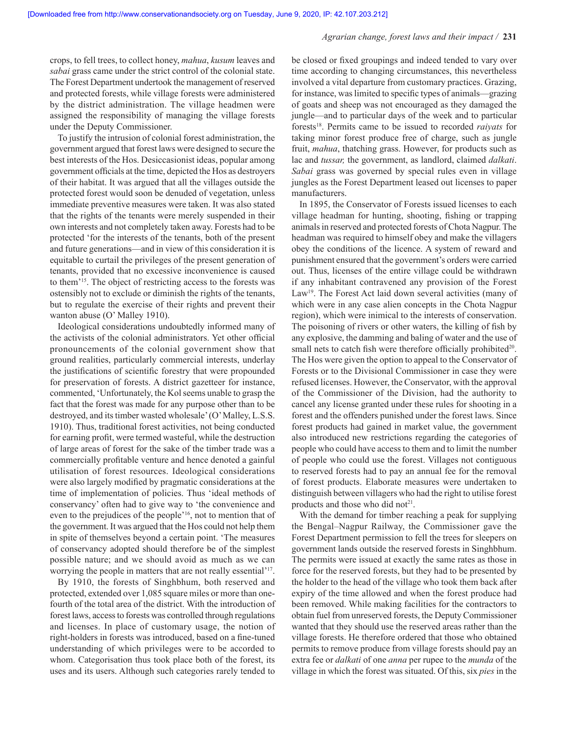crops, to fell trees, to collect honey, *mahua*, *kusum* leaves and *sabai* grass came under the strict control of the colonial state. The Forest Department undertook the management of reserved and protected forests, while village forests were administered by the district administration. The village headmen were assigned the responsibility of managing the village forests under the Deputy Commissioner.

To justify the intrusion of colonial forest administration, the government argued that forest laws were designed to secure the best interests of the Hos. Desiccasionist ideas, popular among government officials at the time, depicted the Hos as destroyers of their habitat. It was argued that all the villages outside the protected forest would soon be denuded of vegetation, unless immediate preventive measures were taken. It was also stated that the rights of the tenants were merely suspended in their own interests and not completely taken away. Forests had to be protected 'for the interests of the tenants, both of the present and future generations—and in view of this consideration it is equitable to curtail the privileges of the present generation of tenants, provided that no excessive inconvenience is caused to them'[15]. The object of restricting access to the forests was ostensibly not to exclude or diminish the rights of the tenants, but to regulate the exercise of their rights and prevent their wanton abuse (O' Malley 1910).

Ideological considerations undoubtedly informed many of the activists of the colonial administrators. Yet other official pronouncements of the colonial government show that ground realities, particularly commercial interests, underlay the justifications of scientific forestry that were propounded for preservation of forests. A district gazetteer for instance, commented, 'Unfortunately, the Kol seems unable to grasp the fact that the forest was made for any purpose other than to be destroyed, and its timber wasted wholesale' (O' Malley, L.S.S. 1910). Thus, traditional forest activities, not being conducted for earning profit, were termed wasteful, while the destruction of large areas of forest for the sake of the timber trade was a commercially profitable venture and hence denoted a gainful utilisation of forest resources. Ideological considerations were also largely modified by pragmatic considerations at the time of implementation of policies. Thus 'ideal methods of conservancy' often had to give way to 'the convenience and even to the prejudices of the people'[16], not to mention that of the government. It was argued that the Hos could not help them in spite of themselves beyond a certain point. 'The measures of conservancy adopted should therefore be of the simplest possible nature; and we should avoid as much as we can worrying the people in matters that are not really essential'[17].

By 1910, the forests of Singhbhum, both reserved and protected, extended over 1,085 square miles or more than one-fourth of the total area of the district. With the introduction of forest laws, access to forests was controlled through regulations and licenses. In place of customary usage, the notion of right-holders in forests was introduced, based on a fine-tuned understanding of which privileges were to be accorded to whom. Categorisation thus took place both of the forest, its uses and its users. Although such categories rarely tended to be closed or fixed groupings and indeed tended to vary over time according to changing circumstances, this nevertheless involved a vital departure from customary practices. Grazing, for instance, was limited to specific types of animals—grazing of goats and sheep was not encouraged as they damaged the jungle—and to particular days of the week and to particular forests[18]. Permits came to be issued to recorded *raiyats* for taking minor forest produce free of charge, such as jungle fruit, *mahua*, thatching grass. However, for products such as lac and *tussar,* the government, as landlord, claimed *dalkati*. *Sabai* grass was governed by special rules even in village jungles as the Forest Department leased out licenses to paper manufacturers.

In 1895, the Conservator of Forests issued licenses to each village headman for hunting, shooting, fishing or trapping animals in reserved and protected forests of Chota Nagpur. The headman was required to himself obey and make the villagers obey the conditions of the licence. A system of reward and punishment ensured that the government's orders were carried out. Thus, licenses of the entire village could be withdrawn if any inhabitant contravened any provision of the Forest Law[19]. The Forest Act laid down several activities (many of which were in any case alien concepts in the Chota Nagpur region), which were inimical to the interests of conservation. The poisoning of rivers or other waters, the killing of fish by any explosive, the damming and baling of water and the use of small nets to catch fish were therefore officially prohibited[20]. The Hos were given the option to appeal to the Conservator of Forests or to the Divisional Commissioner in case they were refused licenses. However, the Conservator, with the approval of the Commissioner of the Division, had the authority to cancel any license granted under these rules for shooting in a forest and the offenders punished under the forest laws. Since forest products had gained in market value, the government also introduced new restrictions regarding the categories of people who could have access to them and to limit the number of people who could use the forest. Villages not contiguous to reserved forests had to pay an annual fee for the removal of forest products. Elaborate measures were undertaken to distinguish between villagers who had the right to utilise forest products and those who did not[21].

With the demand for timber reaching a peak for supplying the Bengal–Nagpur Railway, the Commissioner gave the Forest Department permission to fell the trees for sleepers on government lands outside the reserved forests in Singhbhum. The permits were issued at exactly the same rates as those in force for the reserved forests, but they had to be presented by the holder to the head of the village who took them back after expiry of the time allowed and when the forest produce had been removed. While making facilities for the contractors to obtain fuel from unreserved forests, the Deputy Commissioner wanted that they should use the reserved areas rather than the village forests. He therefore ordered that those who obtained permits to remove produce from village forests should pay an extra fee or *dalkati* of one *anna* per rupee to the *munda* of the village in which the forest was situated. Of this, six *pies* in the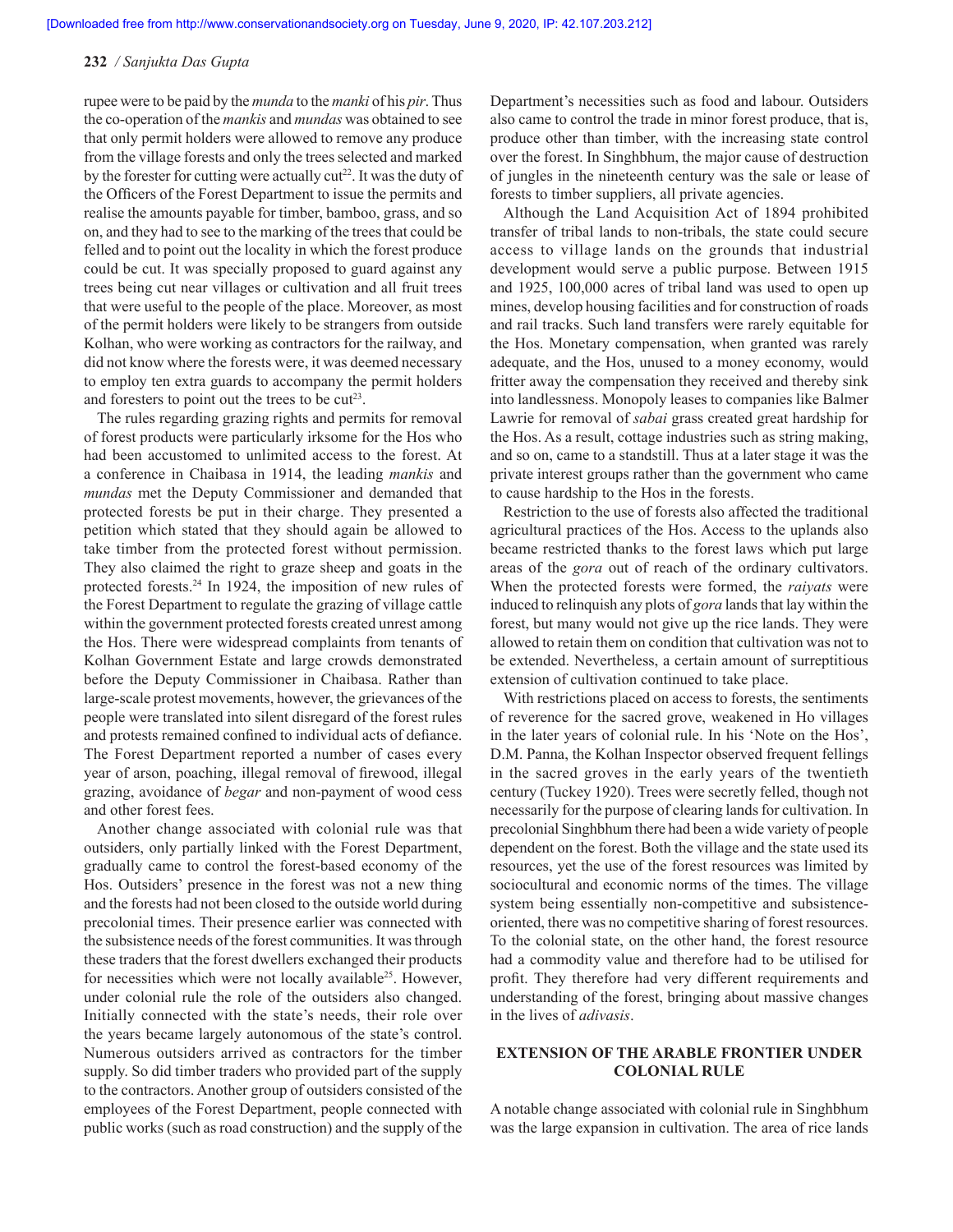rupee were to be paid by the *munda* to the *manki* of his *pir*. Thus the co-operation of the *mankis* and *mundas* was obtained to see that only permit holders were allowed to remove any produce from the village forests and only the trees selected and marked by the forester for cutting were actually cut[22]. It was the duty of the Officers of the Forest Department to issue the permits and realise the amounts payable for timber, bamboo, grass, and so on, and they had to see to the marking of the trees that could be felled and to point out the locality in which the forest produce could be cut. It was specially proposed to guard against any trees being cut near villages or cultivation and all fruit trees that were useful to the people of the place. Moreover, as most of the permit holders were likely to be strangers from outside Kolhan, who were working as contractors for the railway, and did not know where the forests were, it was deemed necessary to employ ten extra guards to accompany the permit holders and foresters to point out the trees to be cut[23].

The rules regarding grazing rights and permits for removal of forest products were particularly irksome for the Hos who had been accustomed to unlimited access to the forest. At a conference in Chaibasa in 1914, the leading *mankis* and *mundas* met the Deputy Commissioner and demanded that protected forests be put in their charge. They presented a petition which stated that they should again be allowed to take timber from the protected forest without permission. They also claimed the right to graze sheep and goats in the protected forests.[24] In 1924, the imposition of new rules of the Forest Department to regulate the grazing of village cattle within the government protected forests created unrest among the Hos. There were widespread complaints from tenants of Kolhan Government Estate and large crowds demonstrated before the Deputy Commissioner in Chaibasa. Rather than large-scale protest movements, however, the grievances of the people were translated into silent disregard of the forest rules and protests remained confined to individual acts of defiance. The Forest Department reported a number of cases every year of arson, poaching, illegal removal of firewood, illegal grazing, avoidance of *begar* and non-payment of wood cess and other forest fees.

Another change associated with colonial rule was that outsiders, only partially linked with the Forest Department, gradually came to control the forest-based economy of the Hos. Outsiders' presence in the forest was not a new thing and the forests had not been closed to the outside world during precolonial times. Their presence earlier was connected with the subsistence needs of the forest communities. It was through these traders that the forest dwellers exchanged their products for necessities which were not locally available[25]. However, under colonial rule the role of the outsiders also changed. Initially connected with the state's needs, their role over the years became largely autonomous of the state's control. Numerous outsiders arrived as contractors for the timber supply. So did timber traders who provided part of the supply to the contractors. Another group of outsiders consisted of the employees of the Forest Department, people connected with public works (such as road construction) and the supply of the Department's necessities such as food and labour. Outsiders also came to control the trade in minor forest produce, that is, produce other than timber, with the increasing state control over the forest. In Singhbhum, the major cause of destruction of jungles in the nineteenth century was the sale or lease of forests to timber suppliers, all private agencies.

Although the Land Acquisition Act of 1894 prohibited transfer of tribal lands to non-tribals, the state could secure access to village lands on the grounds that industrial development would serve a public purpose. Between 1915 and 1925, 100,000 acres of tribal land was used to open up mines, develop housing facilities and for construction of roads and rail tracks. Such land transfers were rarely equitable for the Hos. Monetary compensation, when granted was rarely adequate, and the Hos, unused to a money economy, would fritter away the compensation they received and thereby sink into landlessness. Monopoly leases to companies like Balmer Lawrie for removal of *sabai* grass created great hardship for the Hos. As a result, cottage industries such as string making, and so on, came to a standstill. Thus at a later stage it was the private interest groups rather than the government who came to cause hardship to the Hos in the forests.

Restriction to the use of forests also affected the traditional agricultural practices of the Hos. Access to the uplands also became restricted thanks to the forest laws which put large areas of the *gora* out of reach of the ordinary cultivators. When the protected forests were formed, the *raiyats* were induced to relinquish any plots of *gora* lands that lay within the forest, but many would not give up the rice lands. They were allowed to retain them on condition that cultivation was not to be extended. Nevertheless, a certain amount of surreptitious extension of cultivation continued to take place.

With restrictions placed on access to forests, the sentiments of reverence for the sacred grove, weakened in Ho villages in the later years of colonial rule. In his 'Note on the Hos', D.M. Panna, the Kolhan Inspector observed frequent fellings in the sacred groves in the early years of the twentieth century (Tuckey 1920). Trees were secretly felled, though not necessarily for the purpose of clearing lands for cultivation. In precolonial Singhbhum there had been a wide variety of people dependent on the forest. Both the village and the state used its resources, yet the use of the forest resources was limited by sociocultural and economic norms of the times. The village system being essentially non-competitive and subsistence-oriented, there was no competitive sharing of forest resources. To the colonial state, on the other hand, the forest resource had a commodity value and therefore had to be utilised for profit. They therefore had very different requirements and understanding of the forest, bringing about massive changes in the lives of *adivasis*.

## EXTENSION OF THE ARABLE FRONTIER UNDER COLONIAL RULE

A notable change associated with colonial rule in Singhbhum was the large expansion in cultivation. The area of rice lands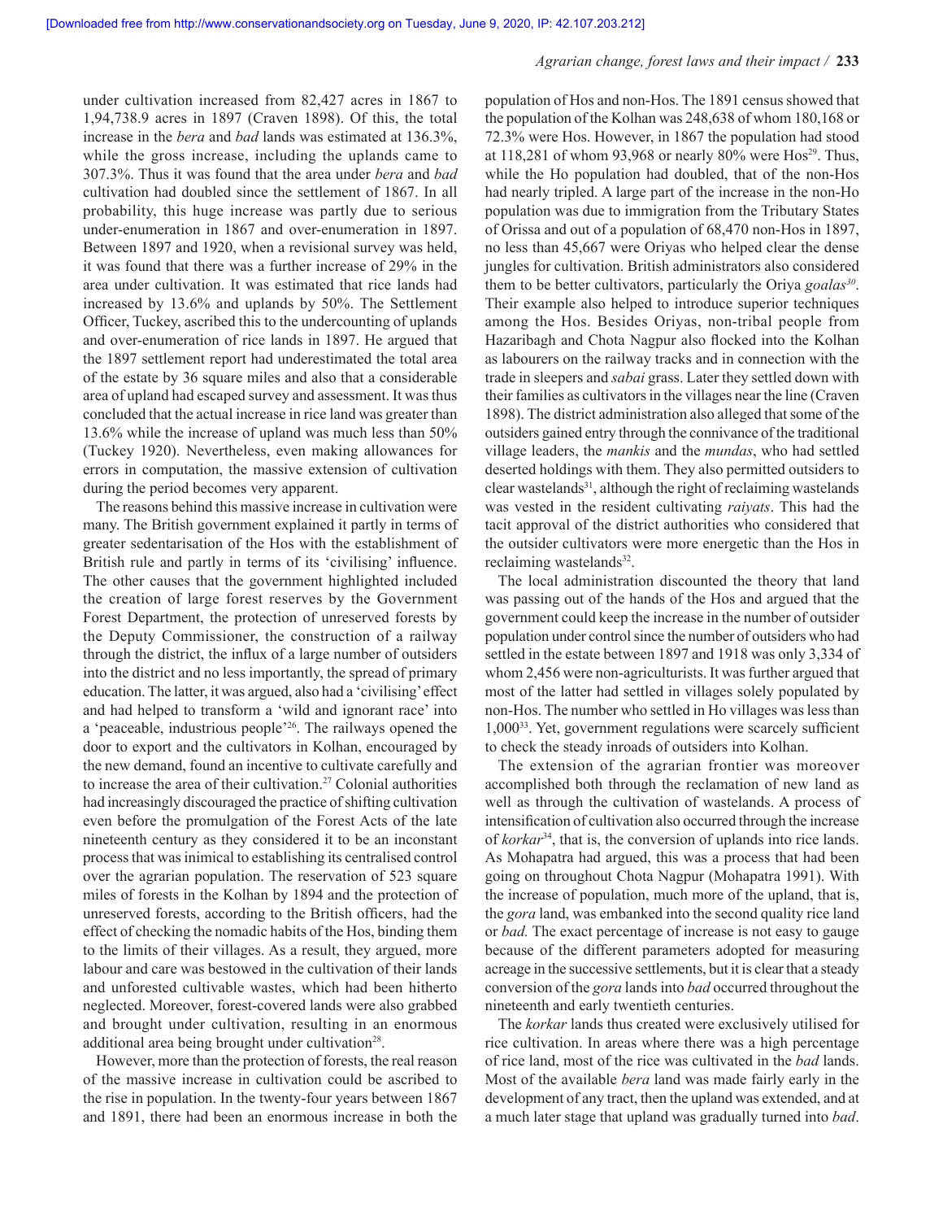under cultivation increased from 82,427 acres in 1867 to 1,94,738.9 acres in 1897 (Craven 1898). Of this, the total increase in the *bera* and *bad* lands was estimated at 136.3%, while the gross increase, including the uplands came to 307.3%. Thus it was found that the area under *bera* and *bad* cultivation had doubled since the settlement of 1867. In all probability, this huge increase was partly due to serious under-enumeration in 1867 and over-enumeration in 1897. Between 1897 and 1920, when a revisional survey was held, it was found that there was a further increase of 29% in the area under cultivation. It was estimated that rice lands had increased by 13.6% and uplands by 50%. The Settlement Officer, Tuckey, ascribed this to the undercounting of uplands and over-enumeration of rice lands in 1897. He argued that the 1897 settlement report had underestimated the total area of the estate by 36 square miles and also that a considerable area of upland had escaped survey and assessment. It was thus concluded that the actual increase in rice land was greater than 13.6% while the increase of upland was much less than 50% (Tuckey 1920). Nevertheless, even making allowances for errors in computation, the massive extension of cultivation during the period becomes very apparent.

The reasons behind this massive increase in cultivation were many. The British government explained it partly in terms of greater sedentarisation of the Hos with the establishment of British rule and partly in terms of its 'civilising' influence. The other causes that the government highlighted included the creation of large forest reserves by the Government Forest Department, the protection of unreserved forests by the Deputy Commissioner, the construction of a railway through the district, the influx of a large number of outsiders into the district and no less importantly, the spread of primary education. The latter, it was argued, also had a 'civilising' effect and had helped to transform a 'wild and ignorant race' into a 'peaceable, industrious people'[26]. The railways opened the door to export and the cultivators in Kolhan, encouraged by the new demand, found an incentive to cultivate carefully and to increase the area of their cultivation.[27] Colonial authorities had increasingly discouraged the practice of shifting cultivation even before the promulgation of the Forest Acts of the late nineteenth century as they considered it to be an inconstant process that was inimical to establishing its centralised control over the agrarian population. The reservation of 523 square miles of forests in the Kolhan by 1894 and the protection of unreserved forests, according to the British officers, had the effect of checking the nomadic habits of the Hos, binding them to the limits of their villages. As a result, they argued, more labour and care was bestowed in the cultivation of their lands and unforested cultivable wastes, which had been hitherto neglected. Moreover, forest-covered lands were also grabbed and brought under cultivation, resulting in an enormous additional area being brought under cultivation[28].

However, more than the protection of forests, the real reason of the massive increase in cultivation could be ascribed to the rise in population. In the twenty-four years between 1867 and 1891, there had been an enormous increase in both the population of Hos and non-Hos. The 1891 census showed that the population of the Kolhan was 248,638 of whom 180,168 or 72.3% were Hos. However, in 1867 the population had stood at 118,281 of whom 93,968 or nearly 80% were Hos[29]. Thus, while the Ho population had doubled, that of the non-Hos had nearly tripled. A large part of the increase in the non-Ho population was due to immigration from the Tributary States of Orissa and out of a population of 68,470 non-Hos in 1897, no less than 45,667 were Oriyas who helped clear the dense jungles for cultivation. British administrators also considered them to be better cultivators, particularly the Oriya *goalas*[30]. Their example also helped to introduce superior techniques among the Hos. Besides Oriyas, non-tribal people from Hazaribagh and Chota Nagpur also flocked into the Kolhan as labourers on the railway tracks and in connection with the trade in sleepers and *sabai* grass. Later they settled down with their families as cultivators in the villages near the line (Craven 1898). The district administration also alleged that some of the outsiders gained entry through the connivance of the traditional village leaders, the *mankis* and the *mundas*, who had settled deserted holdings with them. They also permitted outsiders to clear wastelands[31], although the right of reclaiming wastelands was vested in the resident cultivating *raiyats*. This had the tacit approval of the district authorities who considered that the outsider cultivators were more energetic than the Hos in reclaiming wastelands[32].

The local administration discounted the theory that land was passing out of the hands of the Hos and argued that the government could keep the increase in the number of outsider population under control since the number of outsiders who had settled in the estate between 1897 and 1918 was only 3,334 of whom 2,456 were non-agriculturists. It was further argued that most of the latter had settled in villages solely populated by non-Hos. The number who settled in Ho villages was less than 1,000[33]. Yet, government regulations were scarcely sufficient to check the steady inroads of outsiders into Kolhan.

The extension of the agrarian frontier was moreover accomplished both through the reclamation of new land as well as through the cultivation of wastelands. A process of intensification of cultivation also occurred through the increase of *korkar*[34], that is, the conversion of uplands into rice lands. As Mohapatra had argued, this was a process that had been going on throughout Chota Nagpur (Mohapatra 1991). With the increase of population, much more of the upland, that is, the *gora* land, was embanked into the second quality rice land or *bad.* The exact percentage of increase is not easy to gauge because of the different parameters adopted for measuring acreage in the successive settlements, but it is clear that a steady conversion of the *gora* lands into *bad* occurred throughout the nineteenth and early twentieth centuries.

The *korkar* lands thus created were exclusively utilised for rice cultivation. In areas where there was a high percentage of rice land, most of the rice was cultivated in the *bad* lands. Most of the available *bera* land was made fairly early in the development of any tract, then the upland was extended, and at a much later stage that upland was gradually turned into *bad*.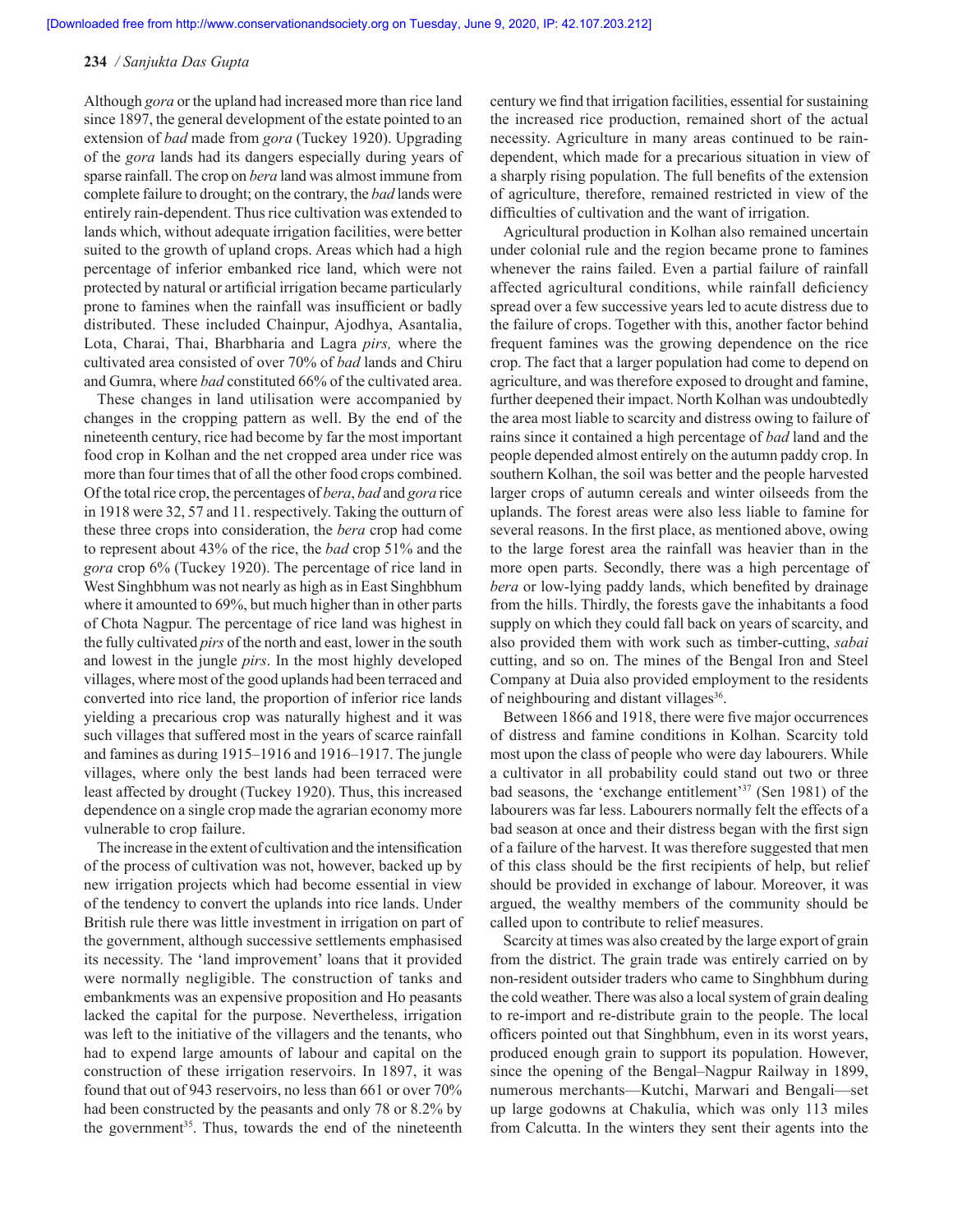Although *gora* or the upland had increased more than rice land since 1897, the general development of the estate pointed to an extension of *bad* made from *gora* (Tuckey 1920). Upgrading of the *gora* lands had its dangers especially during years of sparse rainfall. The crop on *bera* land was almost immune from complete failure to drought; on the contrary, the *bad* lands were entirely rain-dependent. Thus rice cultivation was extended to lands which, without adequate irrigation facilities, were better suited to the growth of upland crops. Areas which had a high percentage of inferior embanked rice land, which were not protected by natural or artificial irrigation became particularly prone to famines when the rainfall was insufficient or badly distributed. These included Chainpur, Ajodhya, Asantalia, Lota, Charai, Thai, Bharbharia and Lagra *pirs,* where the cultivated area consisted of over 70% of *bad* lands and Chiru and Gumra, where *bad* constituted 66% of the cultivated area.

These changes in land utilisation were accompanied by changes in the cropping pattern as well. By the end of the nineteenth century, rice had become by far the most important food crop in Kolhan and the net cropped area under rice was more than four times that of all the other food crops combined. Of the total rice crop, the percentages of *bera*, *bad* and *gora* rice in 1918 were 32, 57 and 11. respectively. Taking the outturn of these three crops into consideration, the *bera* crop had come to represent about 43% of the rice, the *bad* crop 51% and the *gora* crop 6% (Tuckey 1920). The percentage of rice land in West Singhbhum was not nearly as high as in East Singhbhum where it amounted to 69%, but much higher than in other parts of Chota Nagpur. The percentage of rice land was highest in the fully cultivated *pirs* of the north and east, lower in the south and lowest in the jungle *pirs*. In the most highly developed villages, where most of the good uplands had been terraced and converted into rice land, the proportion of inferior rice lands yielding a precarious crop was naturally highest and it was such villages that suffered most in the years of scarce rainfall and famines as during 1915–1916 and 1916–1917. The jungle villages, where only the best lands had been terraced were least affected by drought (Tuckey 1920). Thus, this increased dependence on a single crop made the agrarian economy more vulnerable to crop failure.

The increase in the extent of cultivation and the intensification of the process of cultivation was not, however, backed up by new irrigation projects which had become essential in view of the tendency to convert the uplands into rice lands. Under British rule there was little investment in irrigation on part of the government, although successive settlements emphasised its necessity. The 'land improvement' loans that it provided were normally negligible. The construction of tanks and embankments was an expensive proposition and Ho peasants lacked the capital for the purpose. Nevertheless, irrigation was left to the initiative of the villagers and the tenants, who had to expend large amounts of labour and capital on the construction of these irrigation reservoirs. In 1897, it was found that out of 943 reservoirs, no less than 661 or over 70% had been constructed by the peasants and only 78 or 8.2% by the government[35]. Thus, towards the end of the nineteenth century we find that irrigation facilities, essential for sustaining the increased rice production, remained short of the actual necessity. Agriculture in many areas continued to be rain-dependent, which made for a precarious situation in view of a sharply rising population. The full benefits of the extension of agriculture, therefore, remained restricted in view of the difficulties of cultivation and the want of irrigation.

Agricultural production in Kolhan also remained uncertain under colonial rule and the region became prone to famines whenever the rains failed. Even a partial failure of rainfall affected agricultural conditions, while rainfall deficiency spread over a few successive years led to acute distress due to the failure of crops. Together with this, another factor behind frequent famines was the growing dependence on the rice crop. The fact that a larger population had come to depend on agriculture, and was therefore exposed to drought and famine, further deepened their impact. North Kolhan was undoubtedly the area most liable to scarcity and distress owing to failure of rains since it contained a high percentage of *bad* land and the people depended almost entirely on the autumn paddy crop. In southern Kolhan, the soil was better and the people harvested larger crops of autumn cereals and winter oilseeds from the uplands. The forest areas were also less liable to famine for several reasons. In the first place, as mentioned above, owing to the large forest area the rainfall was heavier than in the more open parts. Secondly, there was a high percentage of *bera* or low-lying paddy lands, which benefited by drainage from the hills. Thirdly, the forests gave the inhabitants a food supply on which they could fall back on years of scarcity, and also provided them with work such as timber-cutting, *sabai* cutting, and so on. The mines of the Bengal Iron and Steel Company at Duia also provided employment to the residents of neighbouring and distant villages[36].

Between 1866 and 1918, there were five major occurrences of distress and famine conditions in Kolhan. Scarcity told most upon the class of people who were day labourers. While a cultivator in all probability could stand out two or three bad seasons, the 'exchange entitlement'[37] (Sen 1981) of the labourers was far less. Labourers normally felt the effects of a bad season at once and their distress began with the first sign of a failure of the harvest. It was therefore suggested that men of this class should be the first recipients of help, but relief should be provided in exchange of labour. Moreover, it was argued, the wealthy members of the community should be called upon to contribute to relief measures.

Scarcity at times was also created by the large export of grain from the district. The grain trade was entirely carried on by non-resident outsider traders who came to Singhbhum during the cold weather. There was also a local system of grain dealing to re-import and re-distribute grain to the people. The local officers pointed out that Singhbhum, even in its worst years, produced enough grain to support its population. However, since the opening of the Bengal–Nagpur Railway in 1899, numerous merchants—Kutchi, Marwari and Bengali—set up large godowns at Chakulia, which was only 113 miles from Calcutta. In the winters they sent their agents into the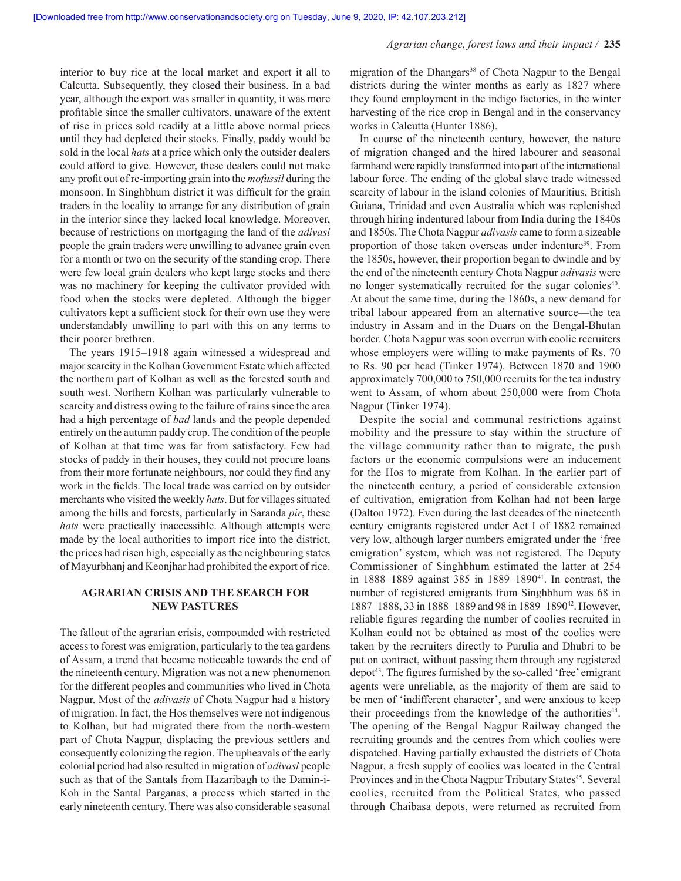interior to buy rice at the local market and export it all to Calcutta. Subsequently, they closed their business. In a bad year, although the export was smaller in quantity, it was more profitable since the smaller cultivators, unaware of the extent of rise in prices sold readily at a little above normal prices until they had depleted their stocks. Finally, paddy would be sold in the local *hats* at a price which only the outsider dealers could afford to give. However, these dealers could not make any profit out of re-importing grain into the *mofussil* during the monsoon. In Singhbhum district it was difficult for the grain traders in the locality to arrange for any distribution of grain in the interior since they lacked local knowledge. Moreover, because of restrictions on mortgaging the land of the *adivasi* people the grain traders were unwilling to advance grain even for a month or two on the security of the standing crop. There were few local grain dealers who kept large stocks and there was no machinery for keeping the cultivator provided with food when the stocks were depleted. Although the bigger cultivators kept a sufficient stock for their own use they were understandably unwilling to part with this on any terms to their poorer brethren.

The years 1915–1918 again witnessed a widespread and major scarcity in the Kolhan Government Estate which affected the northern part of Kolhan as well as the forested south and south west. Northern Kolhan was particularly vulnerable to scarcity and distress owing to the failure of rains since the area had a high percentage of *bad* lands and the people depended entirely on the autumn paddy crop. The condition of the people of Kolhan at that time was far from satisfactory. Few had stocks of paddy in their houses, they could not procure loans from their more fortunate neighbours, nor could they find any work in the fields. The local trade was carried on by outsider merchants who visited the weekly *hats*. But for villages situated among the hills and forests, particularly in Saranda *pir*, these *hats* were practically inaccessible. Although attempts were made by the local authorities to import rice into the district, the prices had risen high, especially as the neighbouring states of Mayurbhanj and Keonjhar had prohibited the export of rice.

## AGRARIAN CRISIS AND THE SEARCH FOR NEW PASTURES

The fallout of the agrarian crisis, compounded with restricted access to forest was emigration, particularly to the tea gardens of Assam, a trend that became noticeable towards the end of the nineteenth century. Migration was not a new phenomenon for the different peoples and communities who lived in Chota Nagpur. Most of the *adivasis* of Chota Nagpur had a history of migration. In fact, the Hos themselves were not indigenous to Kolhan, but had migrated there from the north-western part of Chota Nagpur, displacing the previous settlers and consequently colonizing the region. The upheavals of the early colonial period had also resulted in migration of *adivasi* people such as that of the Santals from Hazaribagh to the Damin-i-Koh in the Santal Parganas, a process which started in the early nineteenth century. There was also considerable seasonal migration of the Dhangars[38] of Chota Nagpur to the Bengal districts during the winter months as early as 1827 where they found employment in the indigo factories, in the winter harvesting of the rice crop in Bengal and in the conservancy works in Calcutta (Hunter 1886).

In course of the nineteenth century, however, the nature of migration changed and the hired labourer and seasonal farmhand were rapidly transformed into part of the international labour force. The ending of the global slave trade witnessed scarcity of labour in the island colonies of Mauritius, British Guiana, Trinidad and even Australia which was replenished through hiring indentured labour from India during the 1840s and 1850s. The Chota Nagpur *adivasis* came to form a sizeable proportion of those taken overseas under indenture[39]. From the 1850s, however, their proportion began to dwindle and by the end of the nineteenth century Chota Nagpur *adivasis* were no longer systematically recruited for the sugar colonies[40]. At about the same time, during the 1860s, a new demand for tribal labour appeared from an alternative source—the tea industry in Assam and in the Duars on the Bengal-Bhutan border. Chota Nagpur was soon overrun with coolie recruiters whose employers were willing to make payments of Rs. 70 to Rs. 90 per head (Tinker 1974). Between 1870 and 1900 approximately 700,000 to 750,000 recruits for the tea industry went to Assam, of whom about 250,000 were from Chota Nagpur (Tinker 1974).

Despite the social and communal restrictions against mobility and the pressure to stay within the structure of the village community rather than to migrate, the push factors or the economic compulsions were an inducement for the Hos to migrate from Kolhan. In the earlier part of the nineteenth century, a period of considerable extension of cultivation, emigration from Kolhan had not been large (Dalton 1972). Even during the last decades of the nineteenth century emigrants registered under Act I of 1882 remained very low, although larger numbers emigrated under the 'free emigration' system, which was not registered. The Deputy Commissioner of Singhbhum estimated the latter at 254 in 1888–1889 against 385 in 1889–1890[41]. In contrast, the number of registered emigrants from Singhbhum was 68 in 1887–1888, 33 in 1888–1889 and 98 in 1889–1890[42]. However, reliable figures regarding the number of coolies recruited in Kolhan could not be obtained as most of the coolies were taken by the recruiters directly to Purulia and Dhubri to be put on contract, without passing them through any registered depot[43]. The figures furnished by the so-called 'free' emigrant agents were unreliable, as the majority of them are said to be men of 'indifferent character', and were anxious to keep their proceedings from the knowledge of the authorities[44]. The opening of the Bengal–Nagpur Railway changed the recruiting grounds and the centres from which coolies were dispatched. Having partially exhausted the districts of Chota Nagpur, a fresh supply of coolies was located in the Central Provinces and in the Chota Nagpur Tributary States[45]. Several coolies, recruited from the Political States, who passed through Chaibasa depots, were returned as recruited from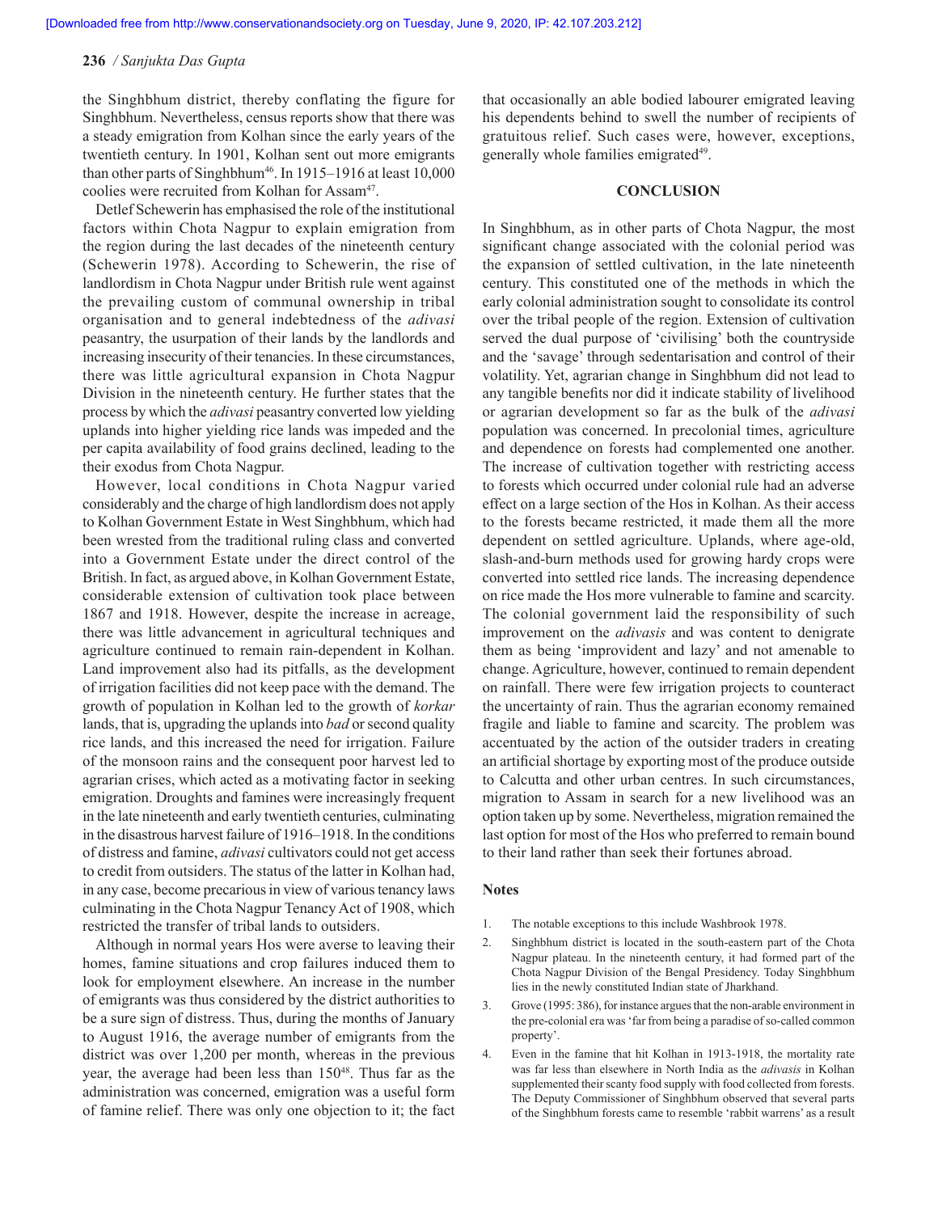the Singhbhum district, thereby conflating the figure for Singhbhum. Nevertheless, census reports show that there was a steady emigration from Kolhan since the early years of the twentieth century. In 1901, Kolhan sent out more emigrants than other parts of Singhbhum[46]. In 1915–1916 at least 10,000 coolies were recruited from Kolhan for Assam[47].

Detlef Schewerin has emphasised the role of the institutional factors within Chota Nagpur to explain emigration from the region during the last decades of the nineteenth century (Schewerin 1978). According to Schewerin, the rise of landlordism in Chota Nagpur under British rule went against the prevailing custom of communal ownership in tribal organisation and to general indebtedness of the *adivasi* peasantry, the usurpation of their lands by the landlords and increasing insecurity of their tenancies. In these circumstances, there was little agricultural expansion in Chota Nagpur Division in the nineteenth century. He further states that the process by which the *adivasi* peasantry converted low yielding uplands into higher yielding rice lands was impeded and the per capita availability of food grains declined, leading to the their exodus from Chota Nagpur.

However, local conditions in Chota Nagpur varied considerably and the charge of high landlordism does not apply to Kolhan Government Estate in West Singhbhum, which had been wrested from the traditional ruling class and converted into a Government Estate under the direct control of the British. In fact, as argued above, in Kolhan Government Estate, considerable extension of cultivation took place between 1867 and 1918. However, despite the increase in acreage, there was little advancement in agricultural techniques and agriculture continued to remain rain-dependent in Kolhan. Land improvement also had its pitfalls, as the development of irrigation facilities did not keep pace with the demand. The growth of population in Kolhan led to the growth of *korkar* lands, that is, upgrading the uplands into *bad* or second quality rice lands, and this increased the need for irrigation. Failure of the monsoon rains and the consequent poor harvest led to agrarian crises, which acted as a motivating factor in seeking emigration. Droughts and famines were increasingly frequent in the late nineteenth and early twentieth centuries, culminating in the disastrous harvest failure of 1916–1918. In the conditions of distress and famine, *adivasi* cultivators could not get access to credit from outsiders. The status of the latter in Kolhan had, in any case, become precarious in view of various tenancy laws culminating in the Chota Nagpur Tenancy Act of 1908, which restricted the transfer of tribal lands to outsiders.

Although in normal years Hos were averse to leaving their homes, famine situations and crop failures induced them to look for employment elsewhere. An increase in the number of emigrants was thus considered by the district authorities to be a sure sign of distress. Thus, during the months of January to August 1916, the average number of emigrants from the district was over 1,200 per month, whereas in the previous year, the average had been less than 150[48]. Thus far as the administration was concerned, emigration was a useful form of famine relief. There was only one objection to it; the fact that occasionally an able bodied labourer emigrated leaving his dependents behind to swell the number of recipients of gratuitous relief. Such cases were, however, exceptions, generally whole families emigrated[49].

## CONCLUSION

In Singhbhum, as in other parts of Chota Nagpur, the most significant change associated with the colonial period was the expansion of settled cultivation, in the late nineteenth century. This constituted one of the methods in which the early colonial administration sought to consolidate its control over the tribal people of the region. Extension of cultivation served the dual purpose of 'civilising' both the countryside and the 'savage' through sedentarisation and control of their volatility. Yet, agrarian change in Singhbhum did not lead to any tangible benefits nor did it indicate stability of livelihood or agrarian development so far as the bulk of the *adivasi* population was concerned. In precolonial times, agriculture and dependence on forests had complemented one another. The increase of cultivation together with restricting access to forests which occurred under colonial rule had an adverse effect on a large section of the Hos in Kolhan. As their access to the forests became restricted, it made them all the more dependent on settled agriculture. Uplands, where age-old, slash-and-burn methods used for growing hardy crops were converted into settled rice lands. The increasing dependence on rice made the Hos more vulnerable to famine and scarcity. The colonial government laid the responsibility of such improvement on the *adivasis* and was content to denigrate them as being 'improvident and lazy' and not amenable to change. Agriculture, however, continued to remain dependent on rainfall. There were few irrigation projects to counteract the uncertainty of rain. Thus the agrarian economy remained fragile and liable to famine and scarcity. The problem was accentuated by the action of the outsider traders in creating an artificial shortage by exporting most of the produce outside to Calcutta and other urban centres. In such circumstances, migration to Assam in search for a new livelihood was an option taken up by some. Nevertheless, migration remained the last option for most of the Hos who preferred to remain bound to their land rather than seek their fortunes abroad.

### Notes

1. The notable exceptions to this include Washbrook 1978.
2. Singhbhum district is located in the south-eastern part of the Chota Nagpur plateau. In the nineteenth century, it had formed part of the Chota Nagpur Division of the Bengal Presidency. Today Singhbhum lies in the newly constituted Indian state of Jharkhand.
3. Grove (1995: 386), for instance argues that the non-arable environment in the pre-colonial era was 'far from being a paradise of so-called common property'.
4. Even in the famine that hit Kolhan in 1913-1918, the mortality rate was far less than elsewhere in North India as the *adivasis* in Kolhan supplemented their scanty food supply with food collected from forests. The Deputy Commissioner of Singhbhum observed that several parts of the Singhbhum forests came to resemble 'rabbit warrens' as a result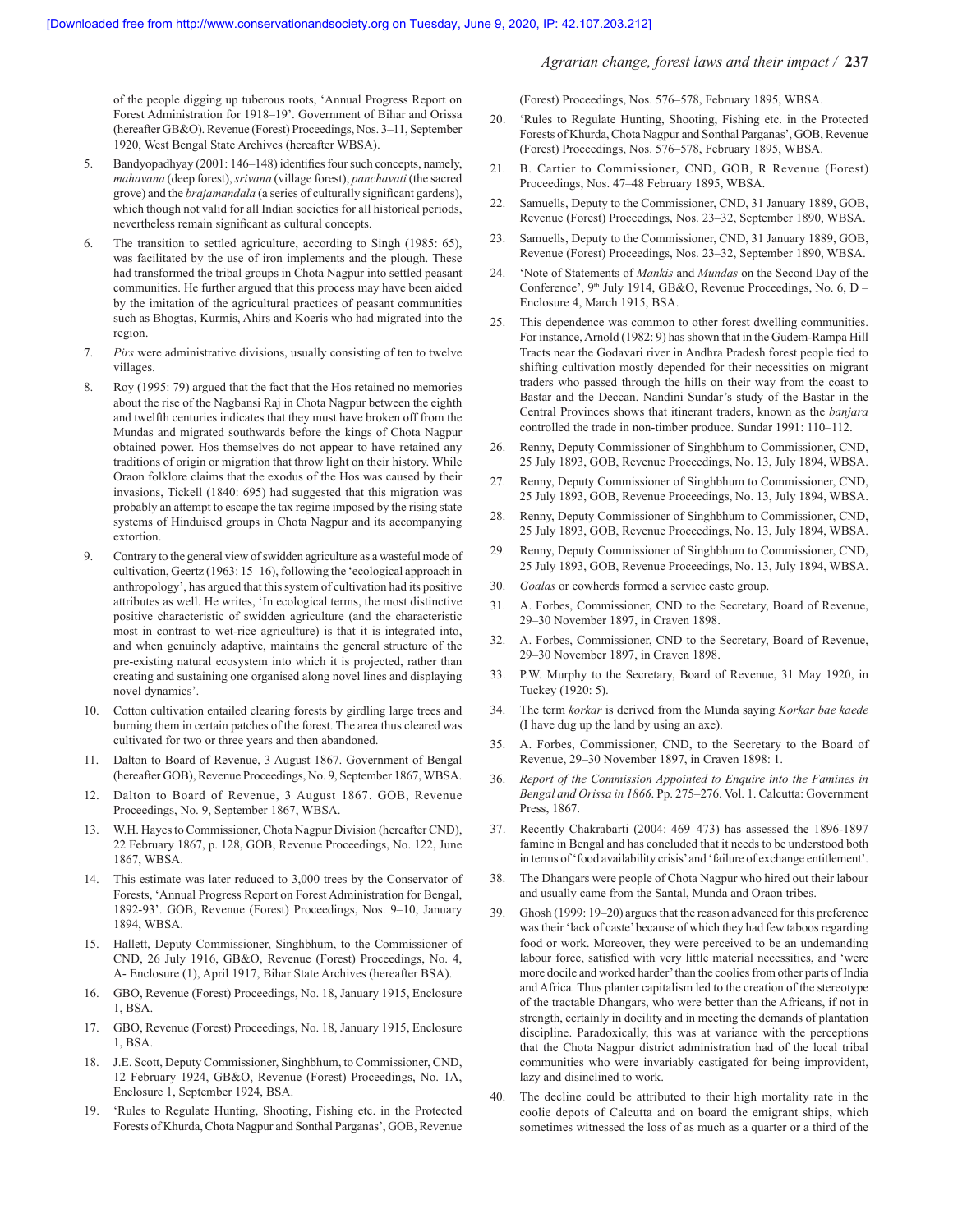of the people digging up tuberous roots, 'Annual Progress Report on Forest Administration for 1918–19'. Government of Bihar and Orissa (hereafter GB&O). Revenue (Forest) Proceedings, Nos. 3–11, September 1920, West Bengal State Archives (hereafter WBSA).

5. Bandyopadhyay (2001: 146–148) identifies four such concepts, namely, *mahavana* (deep forest), *srivana* (village forest), *panchavati* (the sacred grove) and the *brajamandala* (a series of culturally significant gardens), which though not valid for all Indian societies for all historical periods, nevertheless remain significant as cultural concepts.

6. The transition to settled agriculture, according to Singh (1985: 65), was facilitated by the use of iron implements and the plough. These had transformed the tribal groups in Chota Nagpur into settled peasant communities. He further argued that this process may have been aided by the imitation of the agricultural practices of peasant communities such as Bhogtas, Kurmis, Ahirs and Koeris who had migrated into the region.

7. *Pirs* were administrative divisions, usually consisting of ten to twelve villages.

8. Roy (1995: 79) argued that the fact that the Hos retained no memories about the rise of the Nagbansi Raj in Chota Nagpur between the eighth and twelfth centuries indicates that they must have broken off from the Mundas and migrated southwards before the kings of Chota Nagpur obtained power. Hos themselves do not appear to have retained any traditions of origin or migration that throw light on their history. While Oraon folklore claims that the exodus of the Hos was caused by their invasions, Tickell (1840: 695) had suggested that this migration was probably an attempt to escape the tax regime imposed by the rising state systems of Hinduised groups in Chota Nagpur and its accompanying extortion.

9. Contrary to the general view of swidden agriculture as a wasteful mode of cultivation, Geertz (1963: 15–16), following the 'ecological approach in anthropology', has argued that this system of cultivation had its positive attributes as well. He writes, 'In ecological terms, the most distinctive positive characteristic of swidden agriculture (and the characteristic most in contrast to wet-rice agriculture) is that it is integrated into, and when genuinely adaptive, maintains the general structure of the pre-existing natural ecosystem into which it is projected, rather than creating and sustaining one organised along novel lines and displaying novel dynamics'.

10. Cotton cultivation entailed clearing forests by girdling large trees and burning them in certain patches of the forest. The area thus cleared was cultivated for two or three years and then abandoned.

11. Dalton to Board of Revenue, 3 August 1867. Government of Bengal (hereafter GOB), Revenue Proceedings, No. 9, September 1867, WBSA.

12. Dalton to Board of Revenue, 3 August 1867. GOB, Revenue Proceedings, No. 9, September 1867, WBSA.

13. W.H. Hayes to Commissioner, Chota Nagpur Division (hereafter CND), 22 February 1867, p. 128, GOB, Revenue Proceedings, No. 122, June 1867, WBSA.

14. This estimate was later reduced to 3,000 trees by the Conservator of Forests, 'Annual Progress Report on Forest Administration for Bengal, 1892-93'. GOB, Revenue (Forest) Proceedings, Nos. 9–10, January 1894, WBSA.

15. Hallett, Deputy Commissioner, Singhbhum, to the Commissioner of CND, 26 July 1916, GB&O, Revenue (Forest) Proceedings, No. 4, A- Enclosure (1), April 1917, Bihar State Archives (hereafter BSA).

16. GBO, Revenue (Forest) Proceedings, No. 18, January 1915, Enclosure 1, BSA.

17. GBO, Revenue (Forest) Proceedings, No. 18, January 1915, Enclosure 1, BSA.

18. J.E. Scott, Deputy Commissioner, Singhbhum, to Commissioner, CND, 12 February 1924, GB&O, Revenue (Forest) Proceedings, No. 1A, Enclosure 1, September 1924, BSA.

19. 'Rules to Regulate Hunting, Shooting, Fishing etc. in the Protected Forests of Khurda, Chota Nagpur and Sonthal Parganas', GOB, Revenue (Forest) Proceedings, Nos. 576–578, February 1895, WBSA.

20. 'Rules to Regulate Hunting, Shooting, Fishing etc. in the Protected Forests of Khurda, Chota Nagpur and Sonthal Parganas', GOB, Revenue (Forest) Proceedings, Nos. 576–578, February 1895, WBSA.

21. B. Cartier to Commissioner, CND, GOB, R Revenue (Forest) Proceedings, Nos. 47–48 February 1895, WBSA.

22. Samuells, Deputy to the Commissioner, CND, 31 January 1889, GOB, Revenue (Forest) Proceedings, Nos. 23–32, September 1890, WBSA.

23. Samuells, Deputy to the Commissioner, CND, 31 January 1889, GOB, Revenue (Forest) Proceedings, Nos. 23–32, September 1890, WBSA.

24. 'Note of Statements of *Mankis* and *Mundas* on the Second Day of the Conference', 9th July 1914, GB&O, Revenue Proceedings, No. 6, D – Enclosure 4, March 1915, BSA.

25. This dependence was common to other forest dwelling communities. For instance, Arnold (1982: 9) has shown that in the Gudem-Rampa Hill Tracts near the Godavari river in Andhra Pradesh forest people tied to shifting cultivation mostly depended for their necessities on migrant traders who passed through the hills on their way from the coast to Bastar and the Deccan. Nandini Sundar's study of the Bastar in the Central Provinces shows that itinerant traders, known as the *banjara* controlled the trade in non-timber produce. Sundar 1991: 110–112.

26. Renny, Deputy Commissioner of Singhbhum to Commissioner, CND, 25 July 1893, GOB, Revenue Proceedings, No. 13, July 1894, WBSA.

27. Renny, Deputy Commissioner of Singhbhum to Commissioner, CND, 25 July 1893, GOB, Revenue Proceedings, No. 13, July 1894, WBSA.

28. Renny, Deputy Commissioner of Singhbhum to Commissioner, CND, 25 July 1893, GOB, Revenue Proceedings, No. 13, July 1894, WBSA.

29. Renny, Deputy Commissioner of Singhbhum to Commissioner, CND, 25 July 1893, GOB, Revenue Proceedings, No. 13, July 1894, WBSA.

30. *Goalas* or cowherds formed a service caste group.

31. A. Forbes, Commissioner, CND to the Secretary, Board of Revenue, 29–30 November 1897, in Craven 1898.

32. A. Forbes, Commissioner, CND to the Secretary, Board of Revenue, 29–30 November 1897, in Craven 1898.

33. P.W. Murphy to the Secretary, Board of Revenue, 31 May 1920, in Tuckey (1920: 5).

34. The term *korkar* is derived from the Munda saying *Korkar bae kaede* (I have dug up the land by using an axe).

35. A. Forbes, Commissioner, CND, to the Secretary to the Board of Revenue, 29–30 November 1897, in Craven 1898: 1.

36. *Report of the Commission Appointed to Enquire into the Famines in Bengal and Orissa in 1866*. Pp. 275–276. Vol. 1. Calcutta: Government Press, 1867.

37. Recently Chakrabarti (2004: 469–473) has assessed the 1896-1897 famine in Bengal and has concluded that it needs to be understood both in terms of 'food availability crisis' and 'failure of exchange entitlement'.

38. The Dhangars were people of Chota Nagpur who hired out their labour and usually came from the Santal, Munda and Oraon tribes.

39. Ghosh (1999: 19–20) argues that the reason advanced for this preference was their 'lack of caste' because of which they had few taboos regarding food or work. Moreover, they were perceived to be an undemanding labour force, satisfied with very little material necessities, and 'were more docile and worked harder' than the coolies from other parts of India and Africa. Thus planter capitalism led to the creation of the stereotype of the tractable Dhangars, who were better than the Africans, if not in strength, certainly in docility and in meeting the demands of plantation discipline. Paradoxically, this was at variance with the perceptions that the Chota Nagpur district administration had of the local tribal communities who were invariably castigated for being improvident, lazy and disinclined to work.

40. The decline could be attributed to their high mortality rate in the coolie depots of Calcutta and on board the emigrant ships, which sometimes witnessed the loss of as much as a quarter or a third of the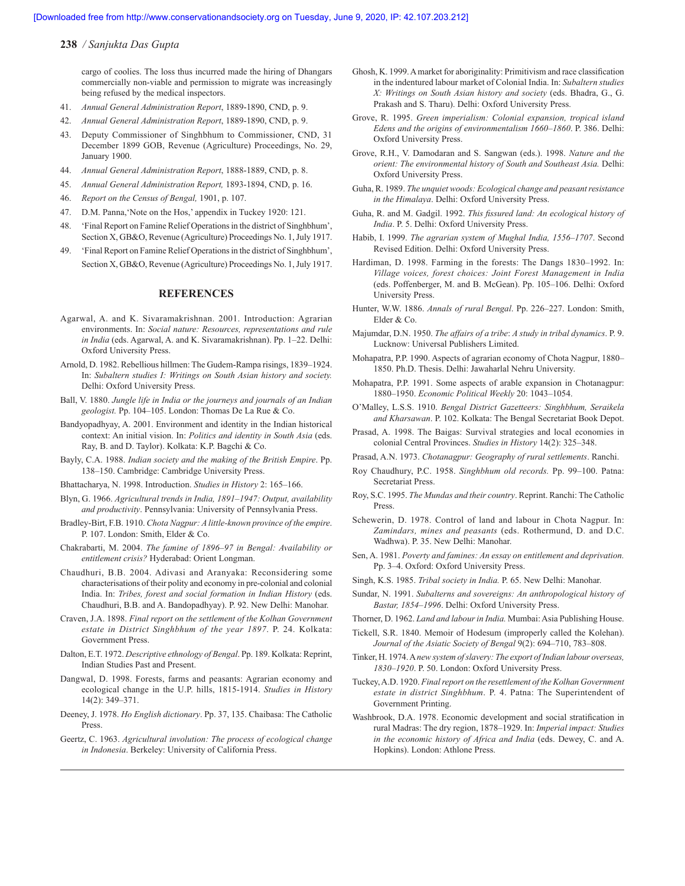cargo of coolies. The loss thus incurred made the hiring of Dhangars commercially non-viable and permission to migrate was increasingly being refused by the medical inspectors.

41. *Annual General Administration Report*, 1889-1890, CND, p. 9.
42. *Annual General Administration Report*, 1889-1890, CND, p. 9.
43. Deputy Commissioner of Singhbhum to Commissioner, CND, 31 December 1899 GOB, Revenue (Agriculture) Proceedings, No. 29, January 1900.
44. *Annual General Administration Report*, 1888-1889, CND, p. 8.
45. *Annual General Administration Report,* 1893-1894, CND, p. 16.
46. *Report on the Census of Bengal,* 1901, p. 107.
47. D.M. Panna,'Note on the Hos,' appendix in Tuckey 1920: 121.
48. 'Final Report on Famine Relief Operations in the district of Singhbhum', Section X, GB&O, Revenue (Agriculture) Proceedings No. 1, July 1917.
49. 'Final Report on Famine Relief Operations in the district of Singhbhum', Section X, GB&O, Revenue (Agriculture) Proceedings No. 1, July 1917.

## REFERENCES

Agarwal, A. and K. Sivaramakrishnan. 2001. Introduction: Agrarian environments. In: *Social nature: Resources, representations and rule in India* (eds. Agarwal, A. and K. Sivaramakrishnan). Pp. 1–22. Delhi: Oxford University Press.

Arnold, D. 1982. Rebellious hillmen: The Gudem-Rampa risings, 1839–1924. In: *Subaltern studies I: Writings on South Asian history and society.* Delhi: Oxford University Press.

Ball, V. 1880. *Jungle life in India or the journeys and journals of an Indian geologist.* Pp. 104–105. London: Thomas De La Rue & Co.

Bandyopadhyay, A. 2001. Environment and identity in the Indian historical context: An initial vision. In: *Politics and identity in South Asia* (eds. Ray, B. and D. Taylor). Kolkata: K.P. Bagchi & Co.

Bayly, C.A. 1988. *Indian society and the making of the British Empire*. Pp. 138–150. Cambridge: Cambridge University Press.

Bhattacharya, N. 1998. Introduction. *Studies in History* 2: 165–166.

Blyn, G. 1966. *Agricultural trends in India, 1891–1947: Output, availability and productivity*. Pennsylvania: University of Pennsylvania Press.

Bradley-Birt, F.B. 1910. *Chota Nagpur: A little-known province of the empire*. P. 107. London: Smith, Elder & Co.

Chakrabarti, M. 2004. *The famine of 1896–97 in Bengal: Availability or entitlement crisis?* Hyderabad: Orient Longman.

Chaudhuri, B.B. 2004. Adivasi and Aranyaka: Reconsidering some characterisations of their polity and economy in pre-colonial and colonial India. In: *Tribes, forest and social formation in Indian History* (eds. Chaudhuri, B.B. and A. Bandopadhyay). P. 92. New Delhi: Manohar.

Craven, J.A. 1898. *Final report on the settlement of the Kolhan Government estate in District Singhbhum of the year 1897*. P. 24. Kolkata: Government Press.

Dalton, E.T. 1972. *Descriptive ethnology of Bengal*. Pp. 189. Kolkata: Reprint, Indian Studies Past and Present.

Dangwal, D. 1998. Forests, farms and peasants: Agrarian economy and ecological change in the U.P. hills, 1815-1914. *Studies in History* 14(2): 349–371.

Deeney, J. 1978. *Ho English dictionary*. Pp. 37, 135. Chaibasa: The Catholic Press.

Geertz, C. 1963. *Agricultural involution: The process of ecological change in Indonesia*. Berkeley: University of California Press.

Ghosh, K. 1999. A market for aboriginality: Primitivism and race classification in the indentured labour market of Colonial India. In: *Subaltern studies X: Writings on South Asian history and society* (eds. Bhadra, G., G. Prakash and S. Tharu). Delhi: Oxford University Press.

Grove, R. 1995. *Green imperialism: Colonial expansion, tropical island Edens and the origins of environmentalism 1660–1860*. P. 386. Delhi: Oxford University Press.

Grove, R.H., V. Damodaran and S. Sangwan (eds.). 1998. *Nature and the orient: The environmental history of South and Southeast Asia.* Delhi: Oxford University Press.

Guha, R. 1989. *The unquiet woods: Ecological change and peasant resistance in the Himalaya*. Delhi: Oxford University Press.

Guha, R. and M. Gadgil. 1992. *This fissured land: An ecological history of India*. P. 5. Delhi: Oxford University Press.

Habib, I. 1999. *The agrarian system of Mughal India, 1556–1707*. Second Revised Edition. Delhi: Oxford University Press.

Hardiman, D. 1998. Farming in the forests: The Dangs 1830–1992. In: *Village voices, forest choices: Joint Forest Management in India* (eds. Poffenberger, M. and B. McGean). Pp. 105–106. Delhi: Oxford University Press.

Hunter, W.W. 1886. *Annals of rural Bengal*. Pp. 226–227. London: Smith, Elder & Co.

Majumdar, D.N. 1950. *The affairs of a tribe*: *A study in tribal dynamics*. P. 9. Lucknow: Universal Publishers Limited.

Mohapatra, P.P. 1990. Aspects of agrarian economy of Chota Nagpur, 1880–1850. Ph.D. Thesis. Delhi: Jawaharlal Nehru University.

Mohapatra, P.P. 1991. Some aspects of arable expansion in Chotanagpur: 1880–1950. *Economic Political Weekly* 20: 1043–1054.

O'Malley, L.S.S. 1910. *Bengal District Gazetteers: Singhbhum, Seraikela and Kharsawan*. P. 102. Kolkata: The Bengal Secretariat Book Depot.

Prasad, A. 1998. The Baigas: Survival strategies and local economies in colonial Central Provinces. *Studies in History* 14(2): 325–348.

Prasad, A.N. 1973. *Chotanagpur: Geography of rural settlements*. Ranchi.

Roy Chaudhury, P.C. 1958. *Singhbhum old records.* Pp. 99–100. Patna: Secretariat Press.

Roy, S.C. 1995. *The Mundas and their country*. Reprint. Ranchi: The Catholic Press.

Schewerin, D. 1978. Control of land and labour in Chota Nagpur. In: *Zamindars, mines and peasants* (eds. Rothermund, D. and D.C. Wadhwa). P. 35. New Delhi: Manohar.

Sen, A. 1981. *Poverty and famines: An essay on entitlement and deprivation.* Pp. 3–4. Oxford: Oxford University Press.

Singh, K.S. 1985. *Tribal society in India.* P. 65. New Delhi: Manohar.

Sundar, N. 1991. *Subalterns and sovereigns: An anthropological history of Bastar, 1854–1996*. Delhi: Oxford University Press.

Thorner, D. 1962. *Land and labour in India.* Mumbai: Asia Publishing House.

Tickell, S.R. 1840. Memoir of Hodesum (improperly called the Kolehan). *Journal of the Asiatic Society of Bengal* 9(2): 694–710, 783–808.

Tinker, H. 1974. A *new system of slavery: The export of Indian labour overseas, 1830–1920*. P. 50. London: Oxford University Press.

Tuckey, A.D. 1920. *Final report on the resettlement of the Kolhan Government estate in district Singhbhum*. P. 4. Patna: The Superintendent of Government Printing.

Washbrook, D.A. 1978. Economic development and social stratification in rural Madras: The dry region, 1878–1929. In: *Imperial impact: Studies in the economic history of Africa and India* (eds. Dewey, C. and A. Hopkins). London: Athlone Press.